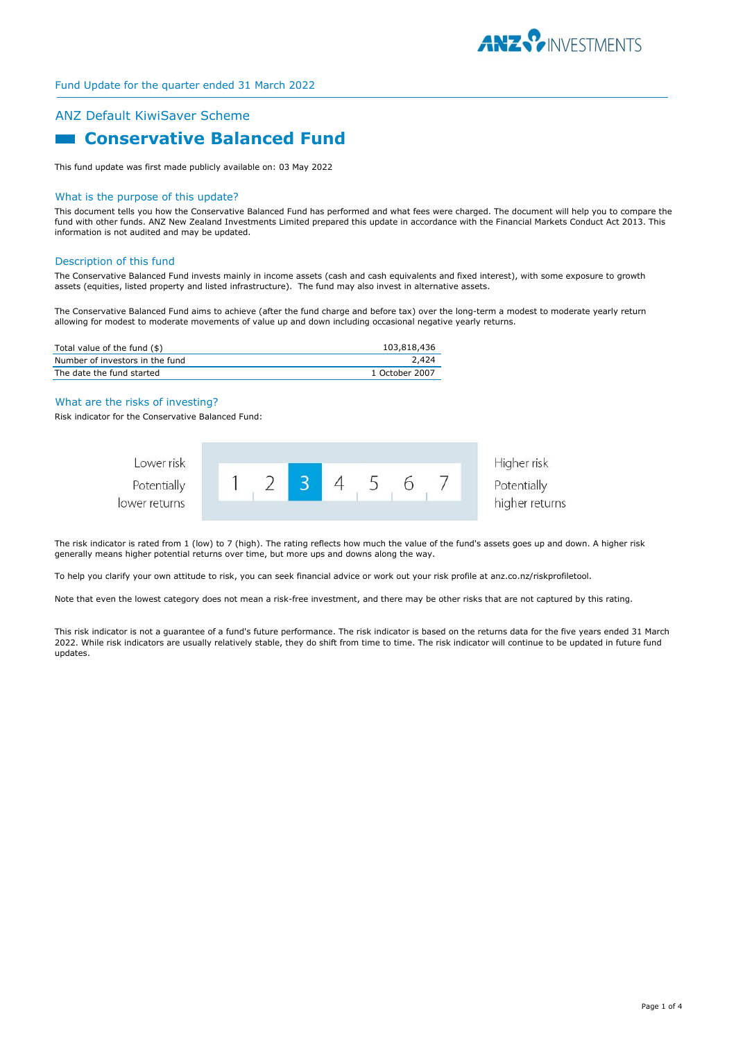Fund Update for the quarter ended 31 March 2022

## ANZ Default KiwiSaver Scheme

# Conservative Balanced Fund

This fund update was first made publicly available on: 03 May 2022

### What is the purpose of this update?

This document tells you how the Conservative Balanced Fund has performed and what fees were charged. The document will help you to compare the fund with other funds. ANZ New Zealand Investments Limited prepared this update in accordance with the Financial Markets Conduct Act 2013. This information is not audited and may be updated.

### Description of this fund

The Conservative Balanced Fund invests mainly in income assets (cash and cash equivalents and fixed interest), with some exposure to growth assets (equities, listed property and listed infrastructure). The fund may also invest in alternative assets.

The Conservative Balanced Fund aims to achieve (after the fund charge and before tax) over the long-term a modest to moderate yearly return allowing for modest to moderate movements of value up and down including occasional negative yearly returns.

| | |
|---|---|
| Total value of the fund ($) | 103,818,436 |
| Number of investors in the fund | 2,424 |
| The date the fund started | 1 October 2007 |

### What are the risks of investing?

Risk indicator for the Conservative Balanced Fund:

| Lower risk<br>Potentially lower returns | 1 | 2 | **3** | 4 | 5 | 6 | 7 | Higher risk<br>Potentially higher returns |
|---|---|---|---|---|---|---|---|---|

The risk indicator is rated from 1 (low) to 7 (high). The rating reflects how much the value of the fund's assets goes up and down. A higher risk generally means higher potential returns over time, but more ups and downs along the way.

To help you clarify your own attitude to risk, you can seek financial advice or work out your risk profile at anz.co.nz/riskprofiletool.

Note that even the lowest category does not mean a risk-free investment, and there may be other risks that are not captured by this rating.

This risk indicator is not a guarantee of a fund's future performance. The risk indicator is based on the returns data for the five years ended 31 March 2022. While risk indicators are usually relatively stable, they do shift from time to time. The risk indicator will continue to be updated in future fund updates.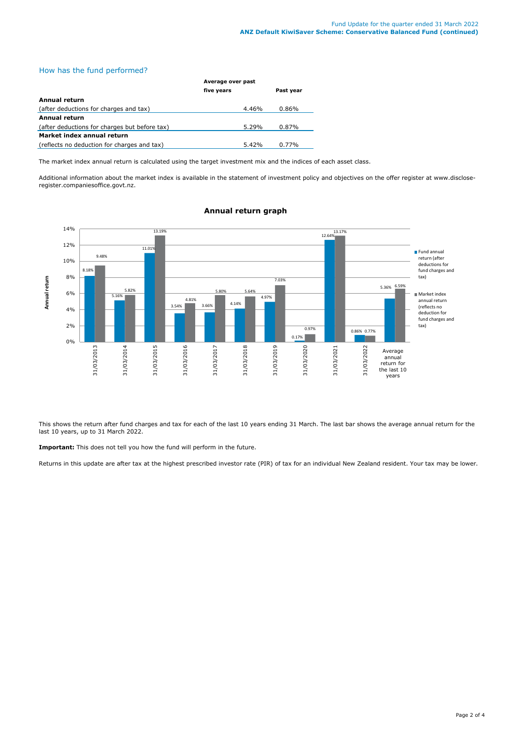## How has the fund performed?

| | Average over past five years | Past year |
|---|---|---|
| **Annual return** | | |
| (after deductions for charges and tax) | 4.46% | 0.86% |
| **Annual return** | | |
| (after deductions for charges but before tax) | 5.29% | 0.87% |
| **Market index annual return** | | |
| (reflects no deduction for charges and tax) | 5.42% | 0.77% |

The market index annual return is calculated using the target investment mix and the indices of each asset class.

Additional information about the market index is available in the statement of investment policy and objectives on the offer register at www.disclose-register.companiesoffice.govt.nz.

### Annual return graph

| | Fund annual return (after deductions for fund charges and tax) | Market index annual return (reflects no deduction for fund charges and tax) |
|---|---|---|
| 31/03/2013 | 8.18% | 9.48% |
| 31/03/2014 | 5.16% | 5.82% |
| 31/03/2015 | 11.01% | 13.19% |
| 31/03/2016 | 3.54% | 4.81% |
| 31/03/2017 | 3.66% | 5.80% |
| 31/03/2018 | 4.14% | 5.64% |
| 31/03/2019 | 4.97% | 7.03% |
| 31/03/2020 | 0.17% | 0.97% |
| 31/03/2021 | 12.64% | 13.17% |
| 31/03/2022 | 0.86% | 0.77% |
| Average annual return for the last 10 years | 5.36% | 6.59% |

This shows the return after fund charges and tax for each of the last 10 years ending 31 March. The last bar shows the average annual return for the last 10 years, up to 31 March 2022.

**Important:** This does not tell you how the fund will perform in the future.

Returns in this update are after tax at the highest prescribed investor rate (PIR) of tax for an individual New Zealand resident. Your tax may be lower.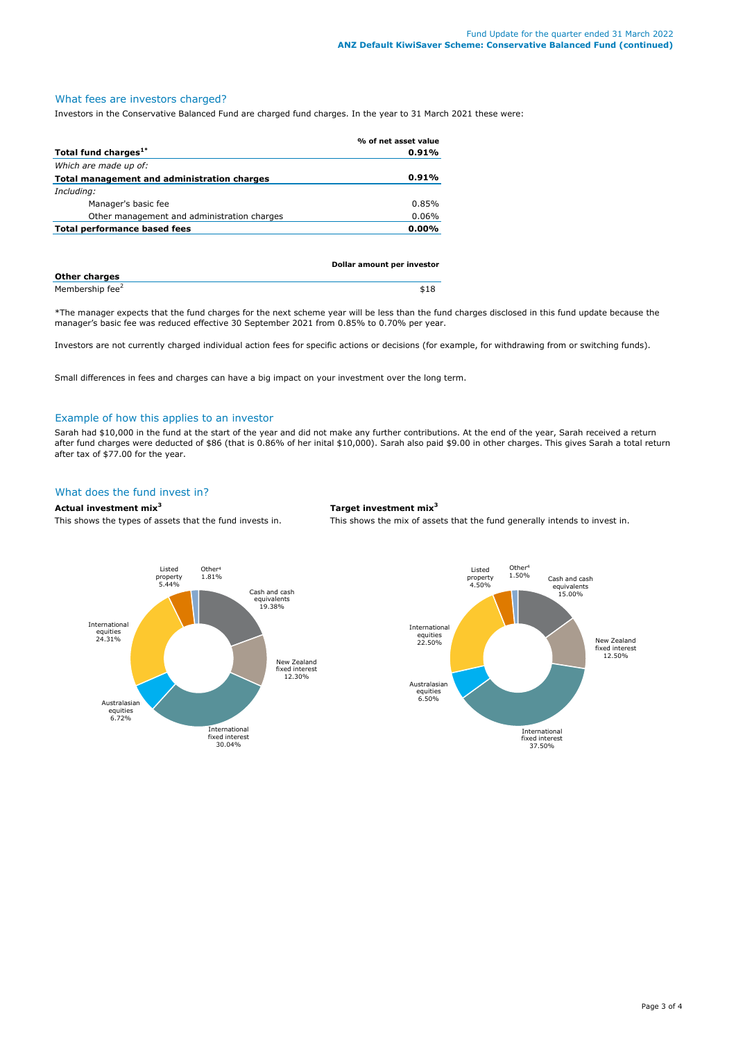## What fees are investors charged?

Investors in the Conservative Balanced Fund are charged fund charges. In the year to 31 March 2021 these were:

| | % of net asset value |
|---|---|
| **Total fund charges[1*]** | **0.91%** |
| *Which are made up of:* | |
| **Total management and administration charges** | **0.91%** |
| *Including:* | |
| Manager's basic fee | 0.85% |
| Other management and administration charges | 0.06% |
| **Total performance based fees** | **0.00%** |

| **Other charges** | **Dollar amount per investor** |
|---|---|
| Membership fee[2] | $18 |

*The manager expects that the fund charges for the next scheme year will be less than the fund charges disclosed in this fund update because the manager's basic fee was reduced effective 30 September 2021 from 0.85% to 0.70% per year.

Investors are not currently charged individual action fees for specific actions or decisions (for example, for withdrawing from or switching funds).

Small differences in fees and charges can have a big impact on your investment over the long term.

## Example of how this applies to an investor

Sarah had $10,000 in the fund at the start of the year and did not make any further contributions. At the end of the year, Sarah received a return after fund charges were deducted of $86 (that is 0.86% of her inital $10,000). Sarah also paid $9.00 in other charges. This gives Sarah a total return after tax of $77.00 for the year.

## What does the fund invest in?

**Actual investment mix[3]**

This shows the types of assets that the fund invests in.

| Asset type | % |
|---|---|
| Cash and cash equivalents | 19.38% |
| New Zealand fixed interest | 12.30% |
| International fixed interest | 30.04% |
| Australasian equities | 6.72% |
| International equities | 24.31% |
| Listed property | 5.44% |
| Other[4] | 1.81% |

**Target investment mix[3]**

This shows the mix of assets that the fund generally intends to invest in.

| Asset type | % |
|---|---|
| Cash and cash equivalents | 15.00% |
| New Zealand fixed interest | 12.50% |
| International fixed interest | 37.50% |
| Australasian equities | 6.50% |
| International equities | 22.50% |
| Listed property | 4.50% |
| Other[4] | 1.50% |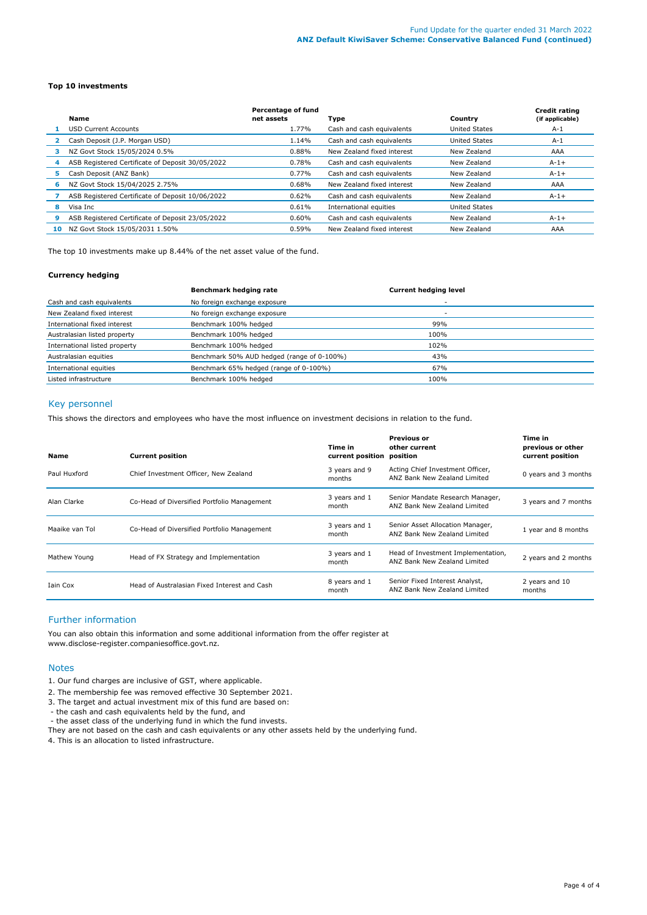### Top 10 investments

| | Name | Percentage of fund net assets | Type | Country | Credit rating (if applicable) |
|---|---|---|---|---|---|
| 1 | USD Current Accounts | 1.77% | Cash and cash equivalents | United States | A-1 |
| 2 | Cash Deposit (J.P. Morgan USD) | 1.14% | Cash and cash equivalents | United States | A-1 |
| 3 | NZ Govt Stock 15/05/2024 0.5% | 0.88% | New Zealand fixed interest | New Zealand | AAA |
| 4 | ASB Registered Certificate of Deposit 30/05/2022 | 0.78% | Cash and cash equivalents | New Zealand | A-1+ |
| 5 | Cash Deposit (ANZ Bank) | 0.77% | Cash and cash equivalents | New Zealand | A-1+ |
| 6 | NZ Govt Stock 15/04/2025 2.75% | 0.68% | New Zealand fixed interest | New Zealand | AAA |
| 7 | ASB Registered Certificate of Deposit 10/06/2022 | 0.62% | Cash and cash equivalents | New Zealand | A-1+ |
| 8 | Visa Inc | 0.61% | International equities | United States | |
| 9 | ASB Registered Certificate of Deposit 23/05/2022 | 0.60% | Cash and cash equivalents | New Zealand | A-1+ |
| 10 | NZ Govt Stock 15/05/2031 1.50% | 0.59% | New Zealand fixed interest | New Zealand | AAA |

The top 10 investments make up 8.44% of the net asset value of the fund.

### Currency hedging

| | Benchmark hedging rate | Current hedging level |
|---|---|---|
| Cash and cash equivalents | No foreign exchange exposure | - |
| New Zealand fixed interest | No foreign exchange exposure | - |
| International fixed interest | Benchmark 100% hedged | 99% |
| Australasian listed property | Benchmark 100% hedged | 100% |
| International listed property | Benchmark 100% hedged | 102% |
| Australasian equities | Benchmark 50% AUD hedged (range of 0-100%) | 43% |
| International equities | Benchmark 65% hedged (range of 0-100%) | 67% |
| Listed infrastructure | Benchmark 100% hedged | 100% |

## Key personnel

This shows the directors and employees who have the most influence on investment decisions in relation to the fund.

| Name | Current position | Time in current position | Previous or other current position | Time in previous or other current position |
|---|---|---|---|---|
| Paul Huxford | Chief Investment Officer, New Zealand | 3 years and 9 months | Acting Chief Investment Officer, ANZ Bank New Zealand Limited | 0 years and 3 months |
| Alan Clarke | Co-Head of Diversified Portfolio Management | 3 years and 1 month | Senior Mandate Research Manager, ANZ Bank New Zealand Limited | 3 years and 7 months |
| Maaike van Tol | Co-Head of Diversified Portfolio Management | 3 years and 1 month | Senior Asset Allocation Manager, ANZ Bank New Zealand Limited | 1 year and 8 months |
| Mathew Young | Head of FX Strategy and Implementation | 3 years and 1 month | Head of Investment Implementation, ANZ Bank New Zealand Limited | 2 years and 2 months |
| Iain Cox | Head of Australasian Fixed Interest and Cash | 8 years and 1 month | Senior Fixed Interest Analyst, ANZ Bank New Zealand Limited | 2 years and 10 months |

## Further information

You can also obtain this information and some additional information from the offer register at www.disclose-register.companiesoffice.govt.nz.

## Notes

1. Our fund charges are inclusive of GST, where applicable.
2. The membership fee was removed effective 30 September 2021.
3. The target and actual investment mix of this fund are based on:
 - the cash and cash equivalents held by the fund, and
 - the asset class of the underlying fund in which the fund invests.

They are not based on the cash and cash equivalents or any other assets held by the underlying fund.

4. This is an allocation to listed infrastructure.